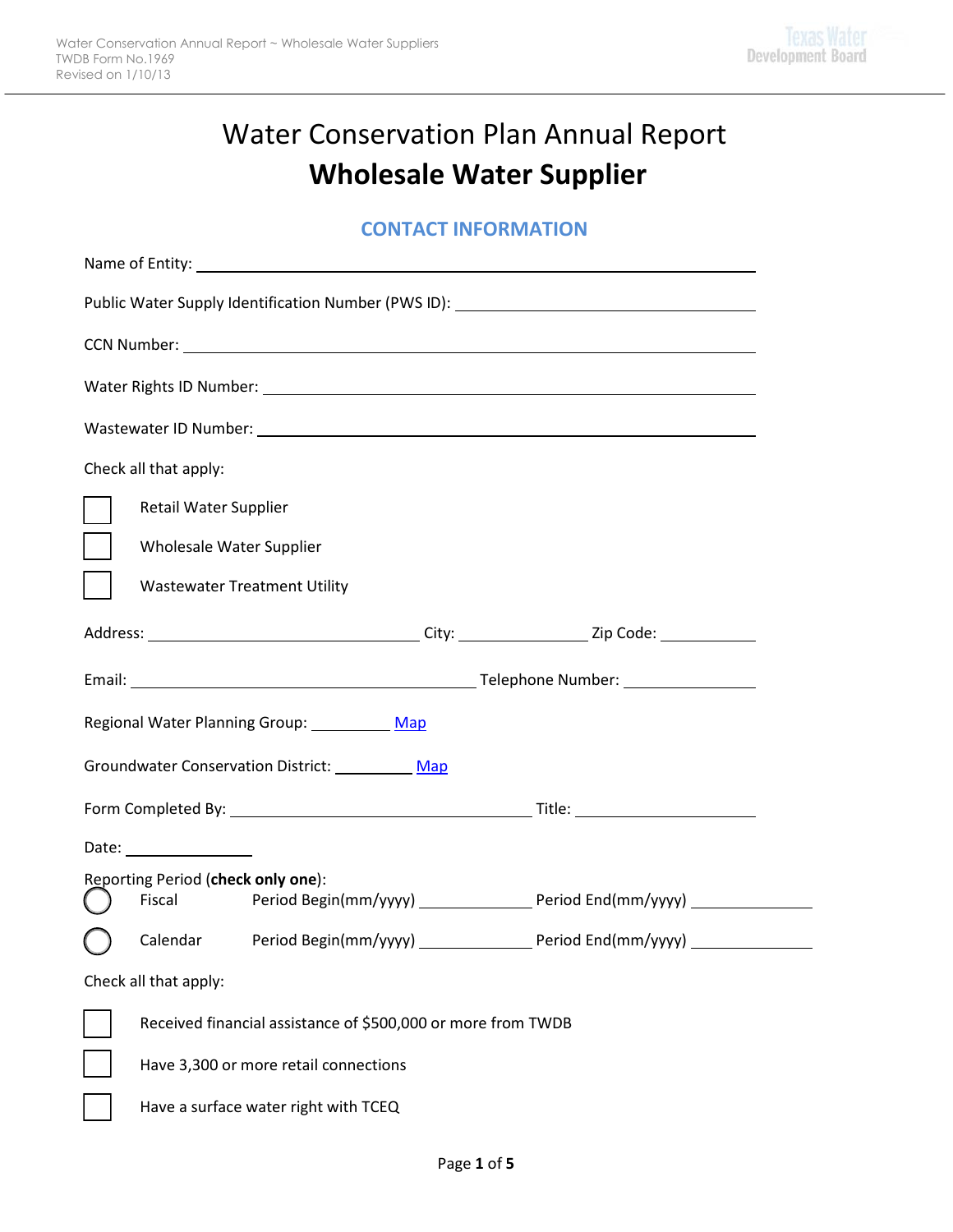# Water Conservation Plan Annual Report
# **Wholesale Water Supplier**

## CONTACT INFORMATION

Name of Entity: ______________________________________________

Public Water Supply Identification Number (PWS ID): ______________________

CCN Number: ______________________________________________

Water Rights ID Number: ______________________________________

Wastewater ID Number: ________________________________________

Check all that apply:

☐ Retail Water Supplier

☐ Wholesale Water Supplier

☐ Wastewater Treatment Utility

Address: ______________________ City: ____________ Zip Code: __________

Email: ______________________________ Telephone Number: ____________

Regional Water Planning Group: ________ Map

Groundwater Conservation District: ________ Map

Form Completed By: __________________________ Title: ________________

Date: ____________

Reporting Period (**check only one**):

◯ Fiscal Period Begin(mm/yyyy) ____________ Period End(mm/yyyy) ____________

◯ Calendar Period Begin(mm/yyyy) ____________ Period End(mm/yyyy) ____________

Check all that apply:

☐ Received financial assistance of $500,000 or more from TWDB

☐ Have 3,300 or more retail connections

☐ Have a surface water right with TCEQ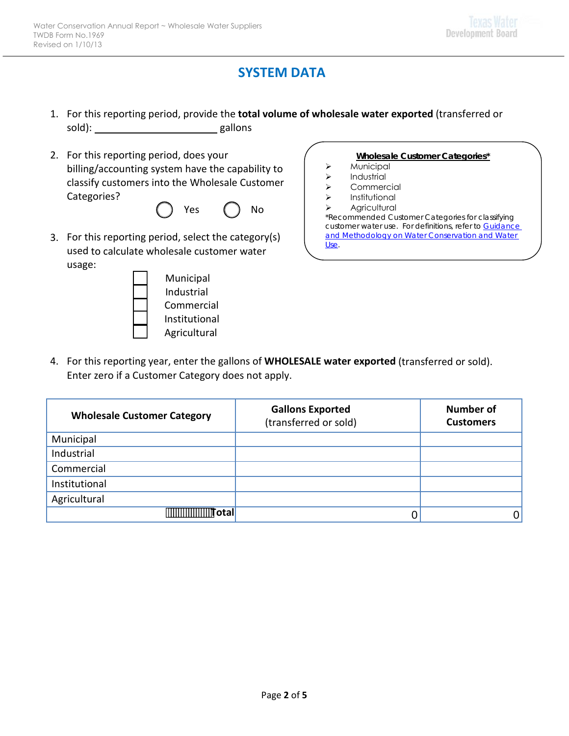# SYSTEM DATA

1. For this reporting period, provide the **total volume of wholesale water exported** (transferred or sold): ______________________ gallons

2. For this reporting period, does your billing/accounting system have the capability to classify customers into the Wholesale Customer Categories?

   ◯ Yes ◯ No

3. For this reporting period, select the category(s) used to calculate wholesale customer water usage:

   - ☐ Municipal
   - ☐ Industrial
   - ☐ Commercial
   - ☐ Institutional
   - ☐ Agricultural

**Wholesale Customer Categories***

- Municipal
- Industrial
- Commercial
- Institutional
- Agricultural

*Recommended Customer Categories for classifying customer water use. For definitions, refer to Guidance and Methodology on Water Conservation and Water Use.

4. For this reporting year, enter the gallons of **WHOLESALE water exported** (transferred or sold). Enter zero if a Customer Category does not apply.

| Wholesale Customer Category | Gallons Exported (transferred or sold) | Number of Customers |
|---|---|---|
| Municipal | | |
| Industrial | | |
| Commercial | | |
| Institutional | | |
| Agricultural | | |
| **Total** | 0 | 0 |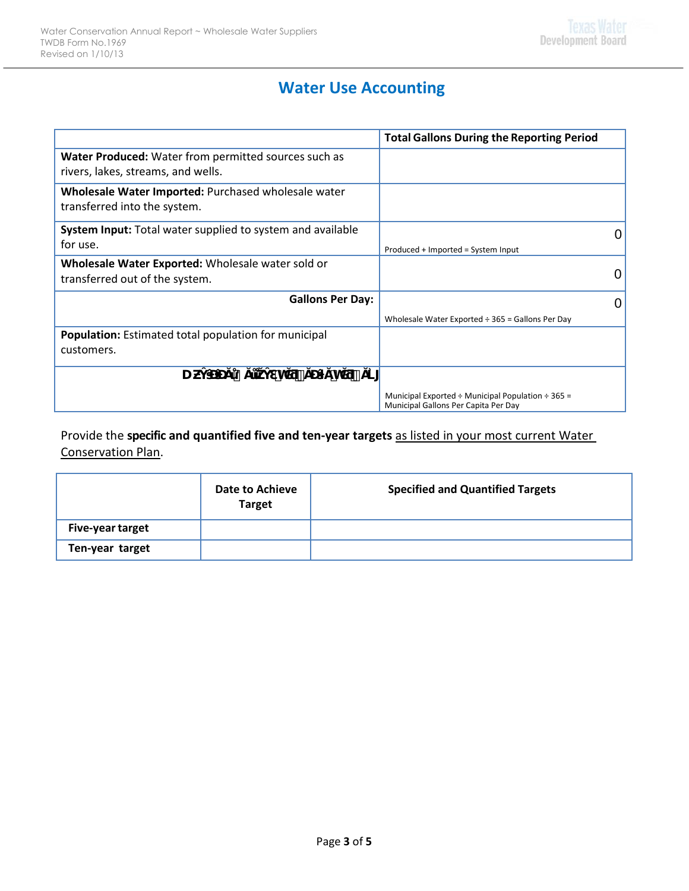## Water Use Accounting

| | Total Gallons During the Reporting Period |
|---|---|
| **Water Produced:** Water from permitted sources such as rivers, lakes, streams, and wells. | |
| **Wholesale Water Imported:** Purchased wholesale water transferred into the system. | |
| **System Input:** Total water supplied to system and available for use. | 0<br>Produced + Imported = System Input |
| **Wholesale Water Exported:** Wholesale water sold or transferred out of the system. | 0 |
| **Gallons Per Day:** | 0<br>Wholesale Water Exported ÷ 365 = Gallons Per Day |
| **Population:** Estimated total population for municipal customers. | |
| **DZŶĐÐĂ Ă ŮĐŶĞ ͬĞĐĂ ĂĐĂĂŶĞ ĂĽ** | Municipal Exported ÷ Municipal Population ÷ 365 = Municipal Gallons Per Capita Per Day |

Provide the **specific and quantified five and ten-year targets** as listed in your most current Water Conservation Plan.

| | Date to Achieve Target | Specified and Quantified Targets |
|---|---|---|
| **Five-year target** | | |
| **Ten-year target** | | |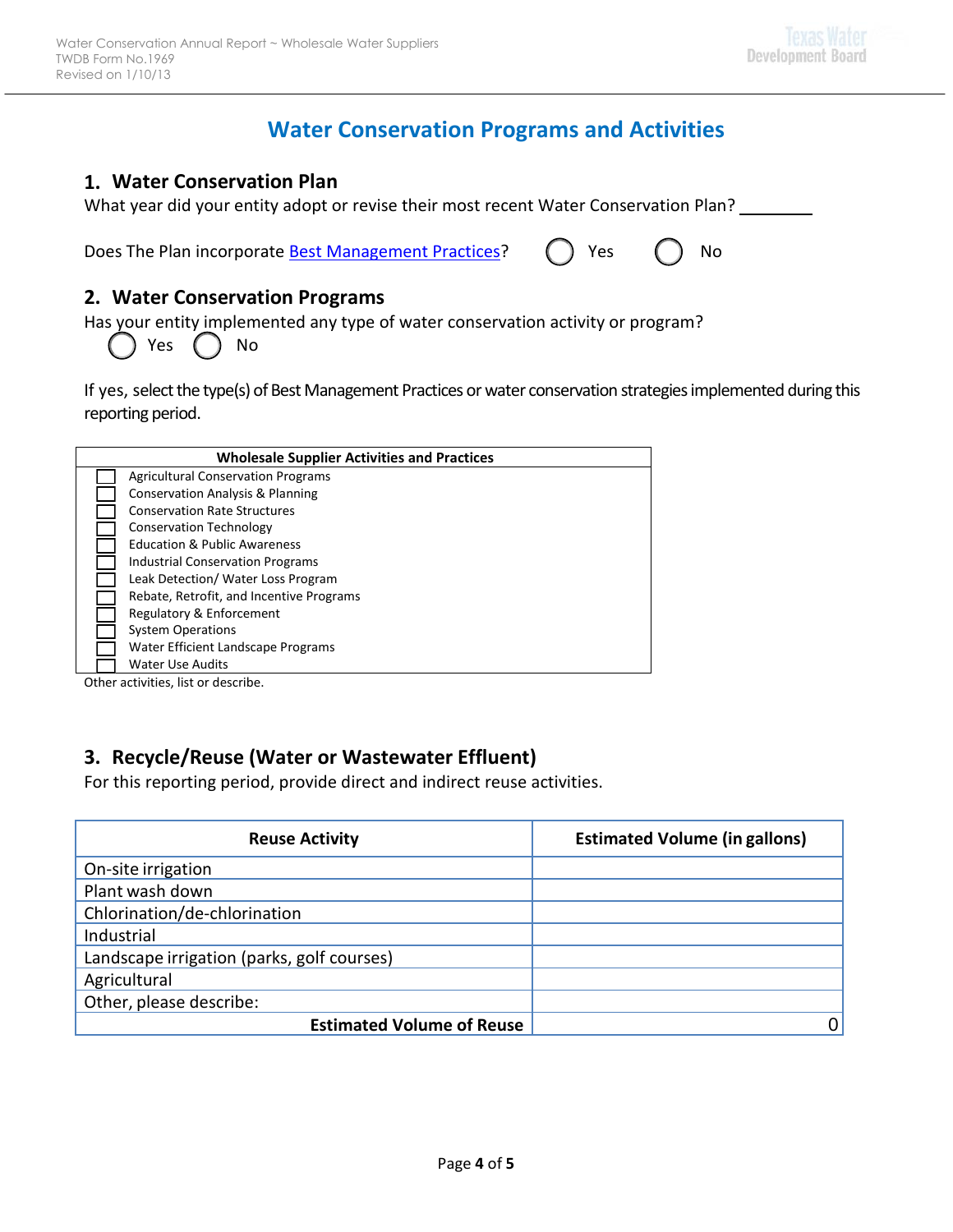# Water Conservation Programs and Activities

## 1. Water Conservation Plan

What year did your entity adopt or revise their most recent Water Conservation Plan? ________

Does The Plan incorporate Best Management Practices? ◯ Yes ◯ No

## 2. Water Conservation Programs

Has your entity implemented any type of water conservation activity or program?

◯ Yes ◯ No

If yes, select the type(s) of Best Management Practices or water conservation strategies implemented during this reporting period.

| Wholesale Supplier Activities and Practices |
|---|
| ☐ Agricultural Conservation Programs |
| ☐ Conservation Analysis & Planning |
| ☐ Conservation Rate Structures |
| ☐ Conservation Technology |
| ☐ Education & Public Awareness |
| ☐ Industrial Conservation Programs |
| ☐ Leak Detection/ Water Loss Program |
| ☐ Rebate, Retrofit, and Incentive Programs |
| ☐ Regulatory & Enforcement |
| ☐ System Operations |
| ☐ Water Efficient Landscape Programs |
| ☐ Water Use Audits |

Other activities, list or describe.

## 3. Recycle/Reuse (Water or Wastewater Effluent)

For this reporting period, provide direct and indirect reuse activities.

| Reuse Activity | Estimated Volume (in gallons) |
|---|---|
| On-site irrigation | |
| Plant wash down | |
| Chlorination/de-chlorination | |
| Industrial | |
| Landscape irrigation (parks, golf courses) | |
| Agricultural | |
| Other, please describe: | |
| **Estimated Volume of Reuse** | 0 |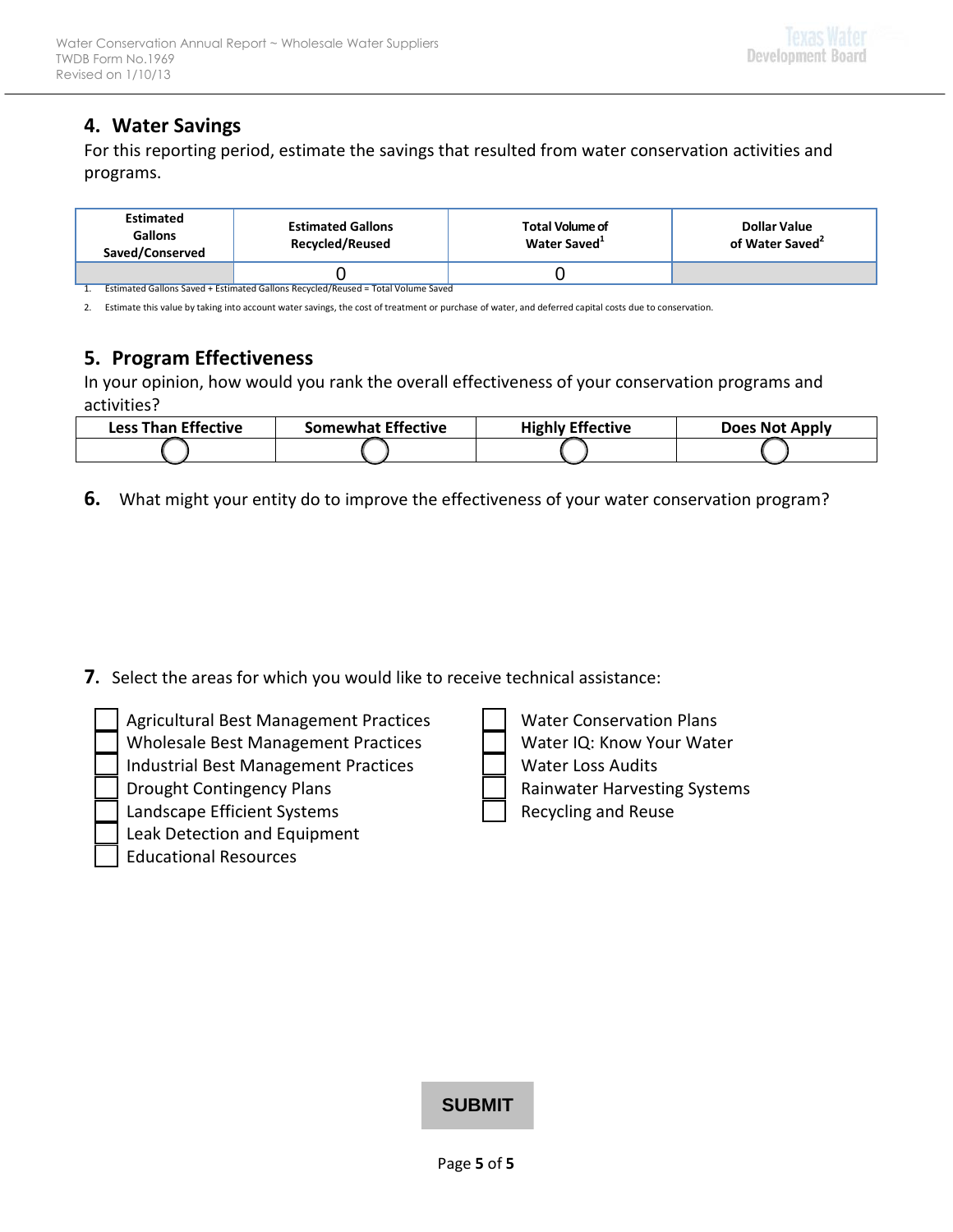## 4. Water Savings

For this reporting period, estimate the savings that resulted from water conservation activities and programs.

| Estimated Gallons Saved/Conserved | Estimated Gallons Recycled/Reused | Total Volume of Water Saved[1] | Dollar Value of Water Saved[2] |
|---|---|---|---|
| | 0 | 0 | |

1. Estimated Gallons Saved + Estimated Gallons Recycled/Reused = Total Volume Saved
2. Estimate this value by taking into account water savings, the cost of treatment or purchase of water, and deferred capital costs due to conservation.

## 5. Program Effectiveness

In your opinion, how would you rank the overall effectiveness of your conservation programs and activities?

| Less Than Effective | Somewhat Effective | Highly Effective | Does Not Apply |
|---|---|---|---|
| ◯ | ◯ | ◯ | ◯ |

**6.** What might your entity do to improve the effectiveness of your water conservation program?

**7.** Select the areas for which you would like to receive technical assistance:

- ☐ Agricultural Best Management Practices
- ☐ Wholesale Best Management Practices
- ☐ Industrial Best Management Practices
- ☐ Drought Contingency Plans
- ☐ Landscape Efficient Systems
- ☐ Leak Detection and Equipment
- ☐ Educational Resources
- ☐ Water Conservation Plans
- ☐ Water IQ: Know Your Water
- ☐ Water Loss Audits
- ☐ Rainwater Harvesting Systems
- ☐ Recycling and Reuse

**SUBMIT**